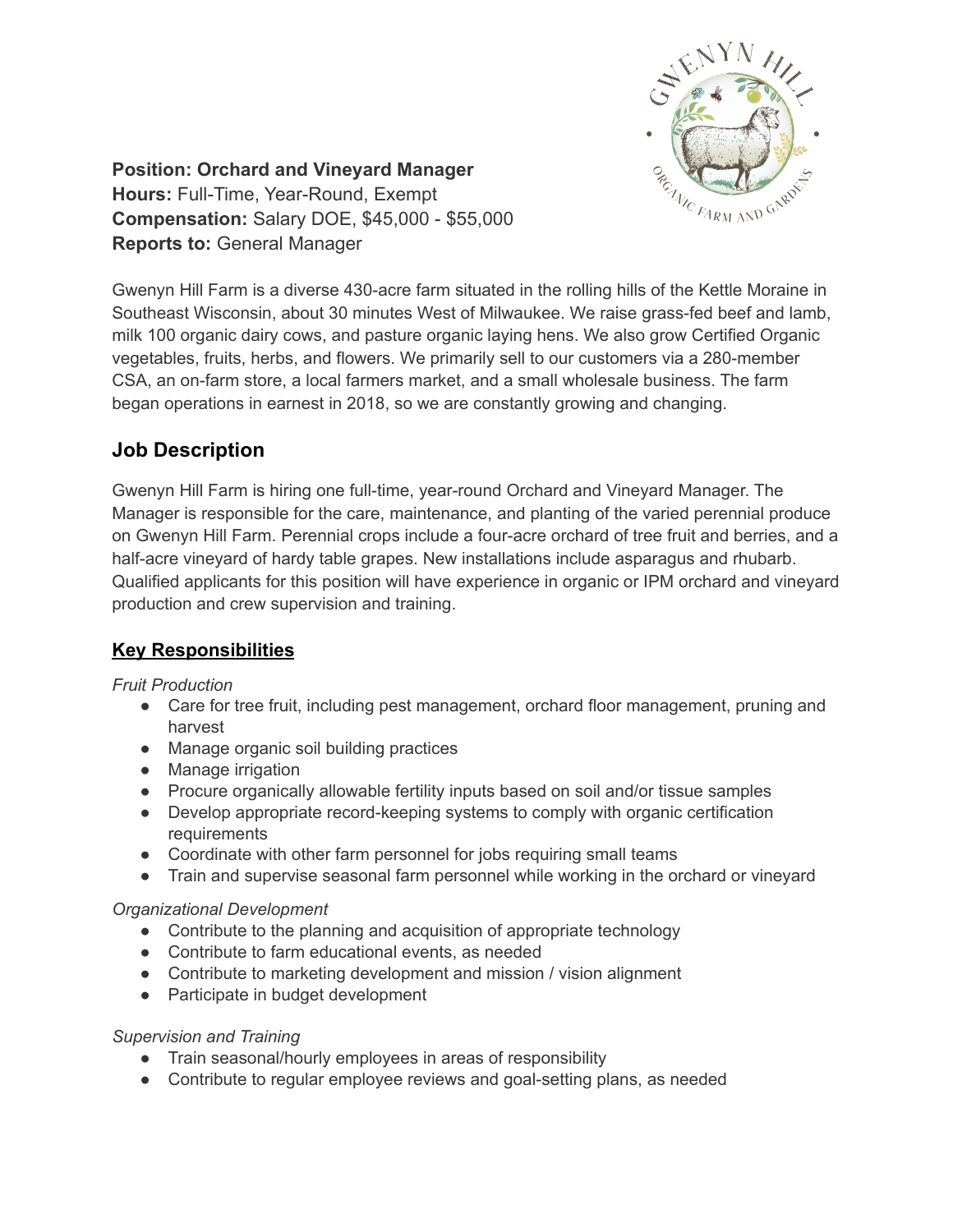**Position: Orchard and Vineyard Manager**
**Hours:** Full-Time, Year-Round, Exempt
**Compensation:** Salary DOE, $45,000 - $55,000
**Reports to:** General Manager

Gwenyn Hill Farm is a diverse 430-acre farm situated in the rolling hills of the Kettle Moraine in Southeast Wisconsin, about 30 minutes West of Milwaukee. We raise grass-fed beef and lamb, milk 100 organic dairy cows, and pasture organic laying hens. We also grow Certified Organic vegetables, fruits, herbs, and flowers. We primarily sell to our customers via a 280-member CSA, an on-farm store, a local farmers market, and a small wholesale business. The farm began operations in earnest in 2018, so we are constantly growing and changing.

## Job Description

Gwenyn Hill Farm is hiring one full-time, year-round Orchard and Vineyard Manager. The Manager is responsible for the care, maintenance, and planting of the varied perennial produce on Gwenyn Hill Farm. Perennial crops include a four-acre orchard of tree fruit and berries, and a half-acre vineyard of hardy table grapes. New installations include asparagus and rhubarb. Qualified applicants for this position will have experience in organic or IPM orchard and vineyard production and crew supervision and training.

### Key Responsibilities

*Fruit Production*

- Care for tree fruit, including pest management, orchard floor management, pruning and harvest
- Manage organic soil building practices
- Manage irrigation
- Procure organically allowable fertility inputs based on soil and/or tissue samples
- Develop appropriate record-keeping systems to comply with organic certification requirements
- Coordinate with other farm personnel for jobs requiring small teams
- Train and supervise seasonal farm personnel while working in the orchard or vineyard

*Organizational Development*

- Contribute to the planning and acquisition of appropriate technology
- Contribute to farm educational events, as needed
- Contribute to marketing development and mission / vision alignment
- Participate in budget development

*Supervision and Training*

- Train seasonal/hourly employees in areas of responsibility
- Contribute to regular employee reviews and goal-setting plans, as needed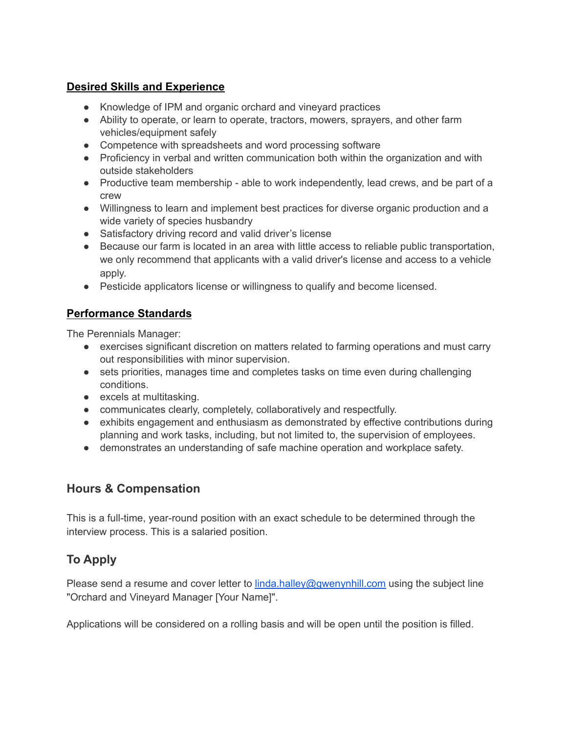**Desired Skills and Experience**

- Knowledge of IPM and organic orchard and vineyard practices
- Ability to operate, or learn to operate, tractors, mowers, sprayers, and other farm vehicles/equipment safely
- Competence with spreadsheets and word processing software
- Proficiency in verbal and written communication both within the organization and with outside stakeholders
- Productive team membership - able to work independently, lead crews, and be part of a crew
- Willingness to learn and implement best practices for diverse organic production and a wide variety of species husbandry
- Satisfactory driving record and valid driver's license
- Because our farm is located in an area with little access to reliable public transportation, we only recommend that applicants with a valid driver's license and access to a vehicle apply.
- Pesticide applicators license or willingness to qualify and become licensed.

**Performance Standards**

The Perennials Manager:

- exercises significant discretion on matters related to farming operations and must carry out responsibilities with minor supervision.
- sets priorities, manages time and completes tasks on time even during challenging conditions.
- excels at multitasking.
- communicates clearly, completely, collaboratively and respectfully.
- exhibits engagement and enthusiasm as demonstrated by effective contributions during planning and work tasks, including, but not limited to, the supervision of employees.
- demonstrates an understanding of safe machine operation and workplace safety.

## Hours & Compensation

This is a full-time, year-round position with an exact schedule to be determined through the interview process. This is a salaried position.

## To Apply

Please send a resume and cover letter to linda.halley@gwenynhill.com using the subject line "Orchard and Vineyard Manager [Your Name]".

Applications will be considered on a rolling basis and will be open until the position is filled.